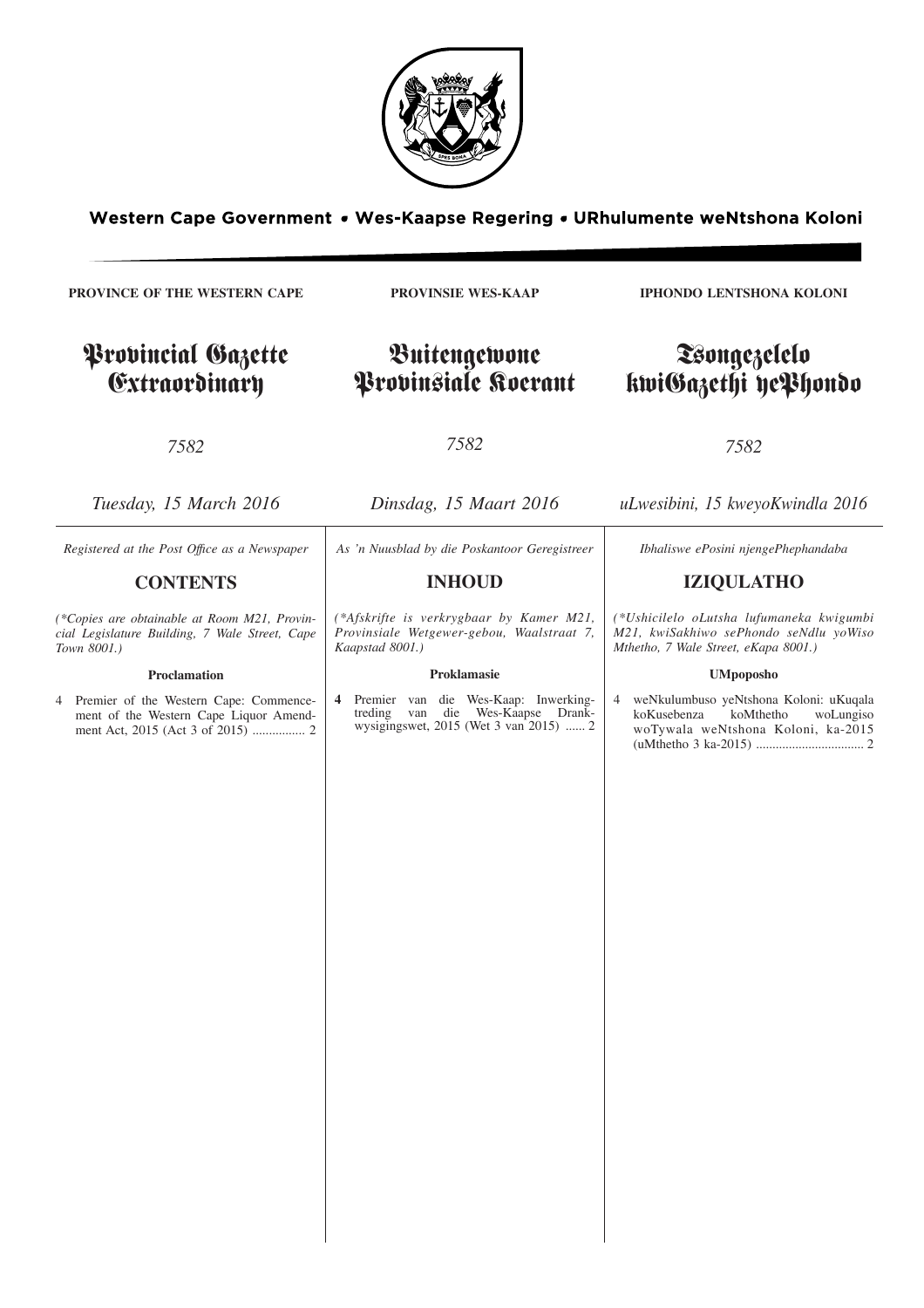**Western Cape Government • Wes-Kaapse Regering • URhulumente weNtshona Koloni**

**PROVINCE OF THE WESTERN CAPE**

# Provincial Gazette Extraordinary

*7582*

*Tuesday, 15 March 2016*

*Registered at the Post Office as a Newspaper*

## CONTENTS

*(\*Copies are obtainable at Room M21, Provincial Legislature Building, 7 Wale Street, Cape Town 8001.)*

**Proclamation**

4 Premier of the Western Cape: Commencement of the Western Cape Liquor Amendment Act, 2015 (Act 3 of 2015) ................ 2

**PROVINSIE WES-KAAP**

# Buitengewone Provinsiale Koerant

*7582*

*Dinsdag, 15 Maart 2016*

*As 'n Nuusblad by die Poskantoor Geregistreer*

## INHOUD

*(\*Afskrifte is verkrygbaar by Kamer M21, Provinsiale Wetgewer-gebou, Waalstraat 7, Kaapstad 8001.)*

**Proklamasie**

**4** Premier van die Wes-Kaap: Inwerkingtreding van die Wes-Kaapse Drankwysigingswet, 2015 (Wet 3 van 2015) ...... 2

**IPHONDO LENTSHONA KOLONI**

# Tsongezelelo kwiGazethi yePhondo

*7582*

*uLwesibini, 15 kweyoKwindla 2016*

*Ibhaliswe ePosini njengePhephandaba*

## IZIQULATHO

*(\*Ushicilelo oLutsha lufumaneka kwigumbi M21, kwiSakhiwo sePhondo seNdlu yoWiso Mthetho, 7 Wale Street, eKapa 8001.)*

**UMpoposho**

4 weNkulumbuso yeNtshona Koloni: uKuqala koKusebenza koMthetho woLungiso woTywala weNtshona Koloni, ka-2015 (uMthetho 3 ka-2015) ................................ 2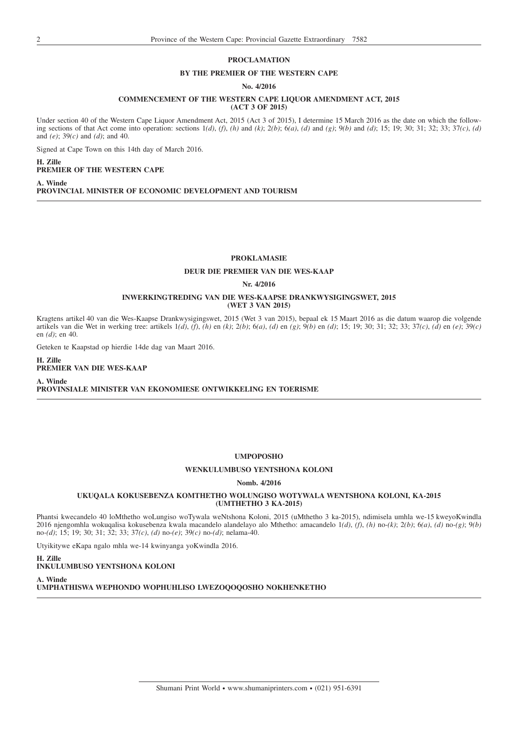**PROCLAMATION**

**BY THE PREMIER OF THE WESTERN CAPE**

**No. 4/2016**

**COMMENCEMENT OF THE WESTERN CAPE LIQUOR AMENDMENT ACT, 2015 (ACT 3 OF 2015)**

Under section 40 of the Western Cape Liquor Amendment Act, 2015 (Act 3 of 2015), I determine 15 March 2016 as the date on which the following sections of that Act come into operation: sections 1*(d)*, *(f)*, *(h)* and *(k)*; 2*(b)*; 6*(a)*, *(d)* and *(g)*; 9*(b)* and *(d)*; 15; 19; 30; 31; 32; 33; 37*(c)*, *(d)* and *(e)*; 39*(c)* and *(d)*; and 40.

Signed at Cape Town on this 14th day of March 2016.

**H. Zille**
**PREMIER OF THE WESTERN CAPE**

**A. Winde**
**PROVINCIAL MINISTER OF ECONOMIC DEVELOPMENT AND TOURISM**

---

**PROKLAMASIE**

**DEUR DIE PREMIER VAN DIE WES-KAAP**

**Nr. 4/2016**

**INWERKINGTREDING VAN DIE WES-KAAPSE DRANKWYSIGINGSWET, 2015 (WET 3 VAN 2015)**

Kragtens artikel 40 van die Wes-Kaapse Drankwysigingswet, 2015 (Wet 3 van 2015), bepaal ek 15 Maart 2016 as die datum waarop die volgende artikels van die Wet in werking tree: artikels 1*(d)*, *(f)*, *(h)* en *(k)*; 2*(b)*; 6*(a)*, *(d)* en *(g)*; 9*(b)* en *(d)*; 15; 19; 30; 31; 32; 33; 37*(c)*, *(d)* en *(e)*; 39*(c)* en *(d)*; en 40.

Geteken te Kaapstad op hierdie 14de dag van Maart 2016.

**H. Zille**
**PREMIER VAN DIE WES-KAAP**

**A. Winde**
**PROVINSIALE MINISTER VAN EKONOMIESE ONTWIKKELING EN TOERISME**

---

**UMPOPOSHO**

**WENKULUMBUSO YENTSHONA KOLONI**

**Nomb. 4/2016**

**UKUQALA KOKUSEBENZA KOMTHETHO WOLUNGISO WOTYWALA WENTSHONA KOLONI, KA-2015 (UMTHETHO 3 KA-2015)**

Phantsi kwecandelo 40 loMthetho woLungiso woTywala weNtshona Koloni, 2015 (uMthetho 3 ka-2015), ndimisela umhla we-15 kweyoKwindla 2016 njengomhla wokuqalisa kokusebenza kwala macandelo alandelayo alo Mthetho: amacandelo 1*(d)*, *(f)*, *(h)* no-*(k)*; 2*(b)*; 6*(a)*, *(d)* no-*(g)*; 9*(b)* no-*(d)*; 15; 19; 30; 31; 32; 33; 37*(c)*, *(d)* no-*(e)*; 39*(c)* no-*(d)*; nelama-40.

Utyikitywe eKapa ngalo mhla we-14 kwinyanga yoKwindla 2016.

**H. Zille**
**INKULUMBUSO YENTSHONA KOLONI**

**A. Winde**
**UMPHATHISWA WEPHONDO WOPHUHLISO LWEZOQOQOSHO NOKHENKETHO**